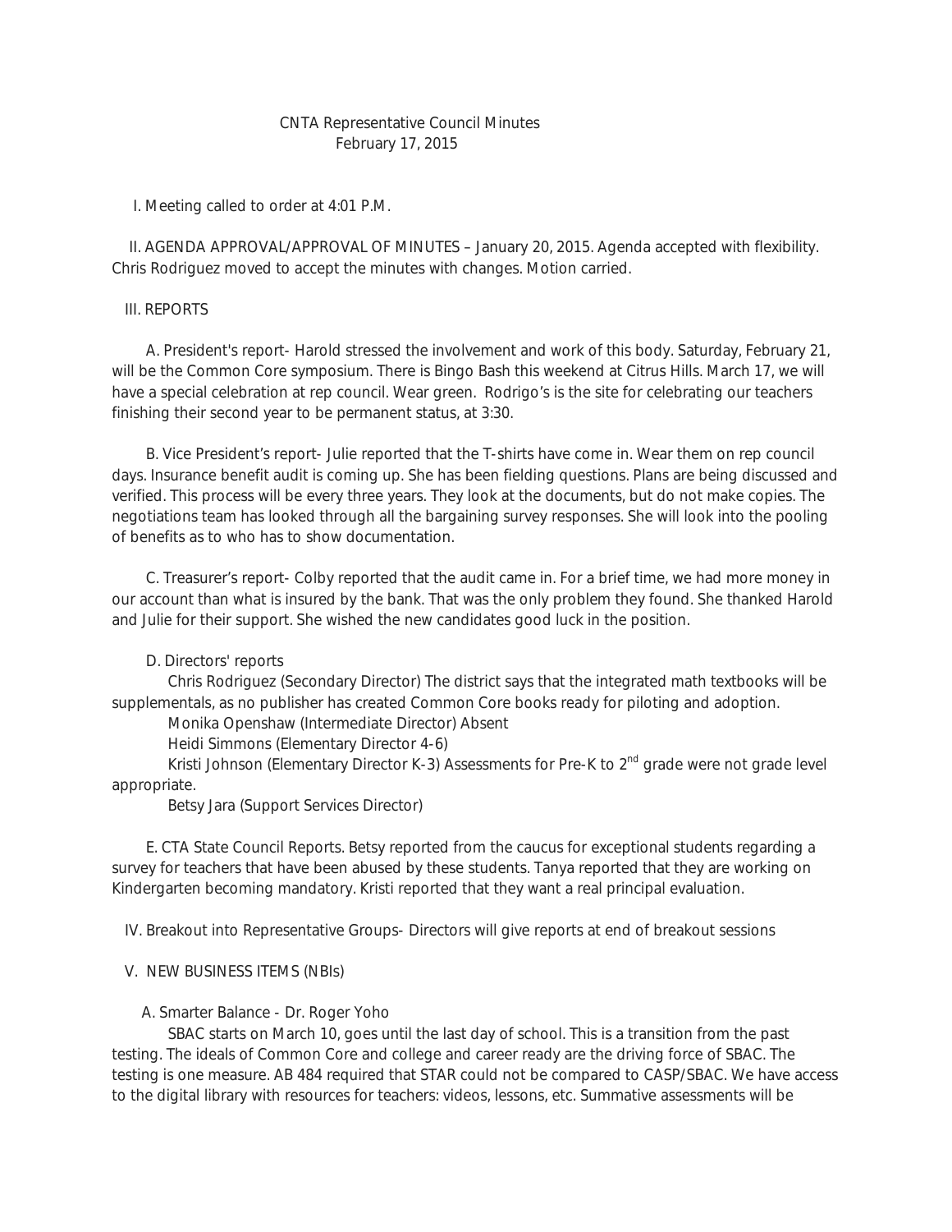CNTA Representative Council Minutes
February 17, 2015

I. Meeting called to order at 4:01 P.M.

II. AGENDA APPROVAL/APPROVAL OF MINUTES – January 20, 2015. Agenda accepted with flexibility. Chris Rodriguez moved to accept the minutes with changes. Motion carried.

III. REPORTS

A. President's report- Harold stressed the involvement and work of this body. Saturday, February 21, will be the Common Core symposium. There is Bingo Bash this weekend at Citrus Hills. March 17, we will have a special celebration at rep council. Wear green. Rodrigo's is the site for celebrating our teachers finishing their second year to be permanent status, at 3:30.

B. Vice President's report- Julie reported that the T-shirts have come in. Wear them on rep council days. Insurance benefit audit is coming up. She has been fielding questions. Plans are being discussed and verified. This process will be every three years. They look at the documents, but do not make copies. The negotiations team has looked through all the bargaining survey responses. She will look into the pooling of benefits as to who has to show documentation.

C. Treasurer's report- Colby reported that the audit came in. For a brief time, we had more money in our account than what is insured by the bank. That was the only problem they found. She thanked Harold and Julie for their support. She wished the new candidates good luck in the position.

D. Directors' reports

Chris Rodriguez (Secondary Director) The district says that the integrated math textbooks will be supplementals, as no publisher has created Common Core books ready for piloting and adoption.

Monika Openshaw (Intermediate Director) Absent

Heidi Simmons (Elementary Director 4-6)

Kristi Johnson (Elementary Director K-3) Assessments for Pre-K to 2nd grade were not grade level appropriate.

Betsy Jara (Support Services Director)

E. CTA State Council Reports. Betsy reported from the caucus for exceptional students regarding a survey for teachers that have been abused by these students. Tanya reported that they are working on Kindergarten becoming mandatory. Kristi reported that they want a real principal evaluation.

IV. Breakout into Representative Groups- Directors will give reports at end of breakout sessions

V. NEW BUSINESS ITEMS (NBIs)

A. Smarter Balance - Dr. Roger Yoho

SBAC starts on March 10, goes until the last day of school. This is a transition from the past testing. The ideals of Common Core and college and career ready are the driving force of SBAC. The testing is one measure. AB 484 required that STAR could not be compared to CASP/SBAC. We have access to the digital library with resources for teachers: videos, lessons, etc. Summative assessments will be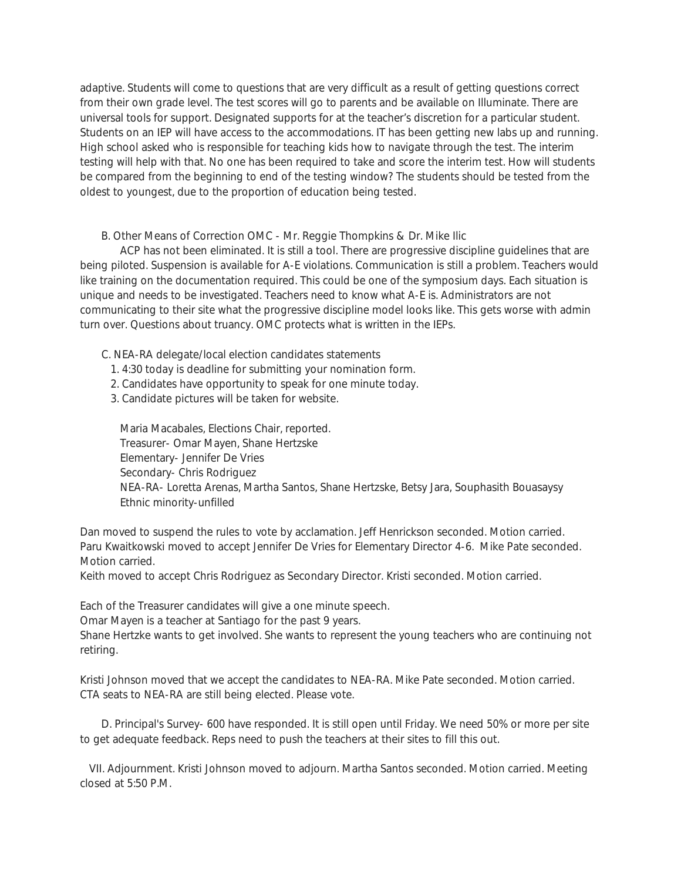adaptive. Students will come to questions that are very difficult as a result of getting questions correct from their own grade level. The test scores will go to parents and be available on Illuminate. There are universal tools for support. Designated supports for at the teacher's discretion for a particular student. Students on an IEP will have access to the accommodations. IT has been getting new labs up and running. High school asked who is responsible for teaching kids how to navigate through the test. The interim testing will help with that. No one has been required to take and score the interim test. How will students be compared from the beginning to end of the testing window? The students should be tested from the oldest to youngest, due to the proportion of education being tested.

B. Other Means of Correction OMC - Mr. Reggie Thompkins & Dr. Mike Ilic

ACP has not been eliminated. It is still a tool. There are progressive discipline guidelines that are being piloted. Suspension is available for A-E violations. Communication is still a problem. Teachers would like training on the documentation required. This could be one of the symposium days. Each situation is unique and needs to be investigated. Teachers need to know what A-E is. Administrators are not communicating to their site what the progressive discipline model looks like. This gets worse with admin turn over. Questions about truancy. OMC protects what is written in the IEPs.

C. NEA-RA delegate/local election candidates statements

1. 4:30 today is deadline for submitting your nomination form.
2. Candidates have opportunity to speak for one minute today.
3. Candidate pictures will be taken for website.

Maria Macabales, Elections Chair, reported.
Treasurer- Omar Mayen, Shane Hertzske
Elementary- Jennifer De Vries
Secondary- Chris Rodriguez
NEA-RA- Loretta Arenas, Martha Santos, Shane Hertzske, Betsy Jara, Souphasith Bouasaysy
Ethnic minority-unfilled

Dan moved to suspend the rules to vote by acclamation. Jeff Henrickson seconded. Motion carried.
Paru Kwaitkowski moved to accept Jennifer De Vries for Elementary Director 4-6. Mike Pate seconded. Motion carried.
Keith moved to accept Chris Rodriguez as Secondary Director. Kristi seconded. Motion carried.

Each of the Treasurer candidates will give a one minute speech.
Omar Mayen is a teacher at Santiago for the past 9 years.
Shane Hertzke wants to get involved. She wants to represent the young teachers who are continuing not retiring.

Kristi Johnson moved that we accept the candidates to NEA-RA. Mike Pate seconded. Motion carried.
CTA seats to NEA-RA are still being elected. Please vote.

D. Principal's Survey- 600 have responded. It is still open until Friday. We need 50% or more per site to get adequate feedback. Reps need to push the teachers at their sites to fill this out.

VII. Adjournment. Kristi Johnson moved to adjourn. Martha Santos seconded. Motion carried. Meeting closed at 5:50 P.M.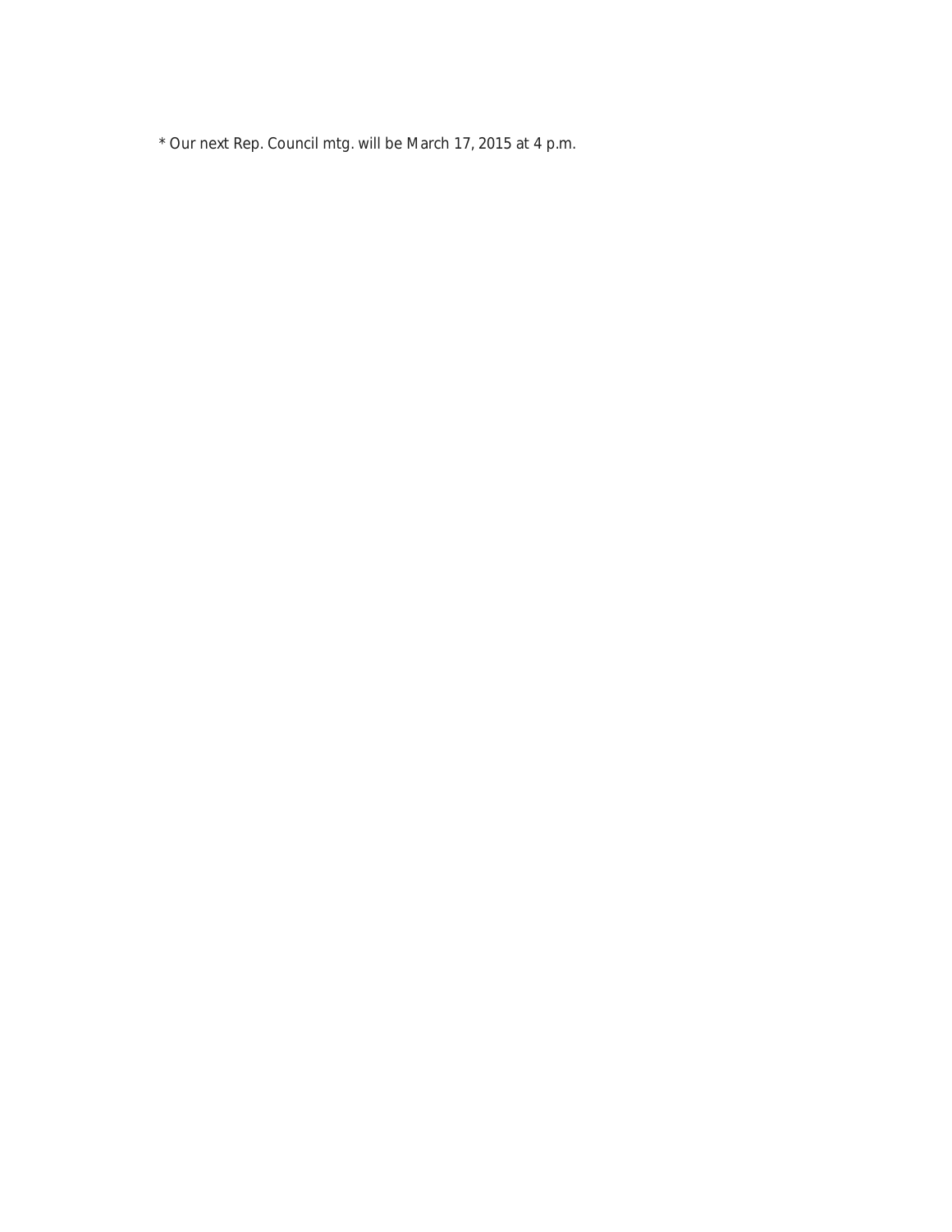* Our next Rep. Council mtg. will be March 17, 2015 at 4 p.m.